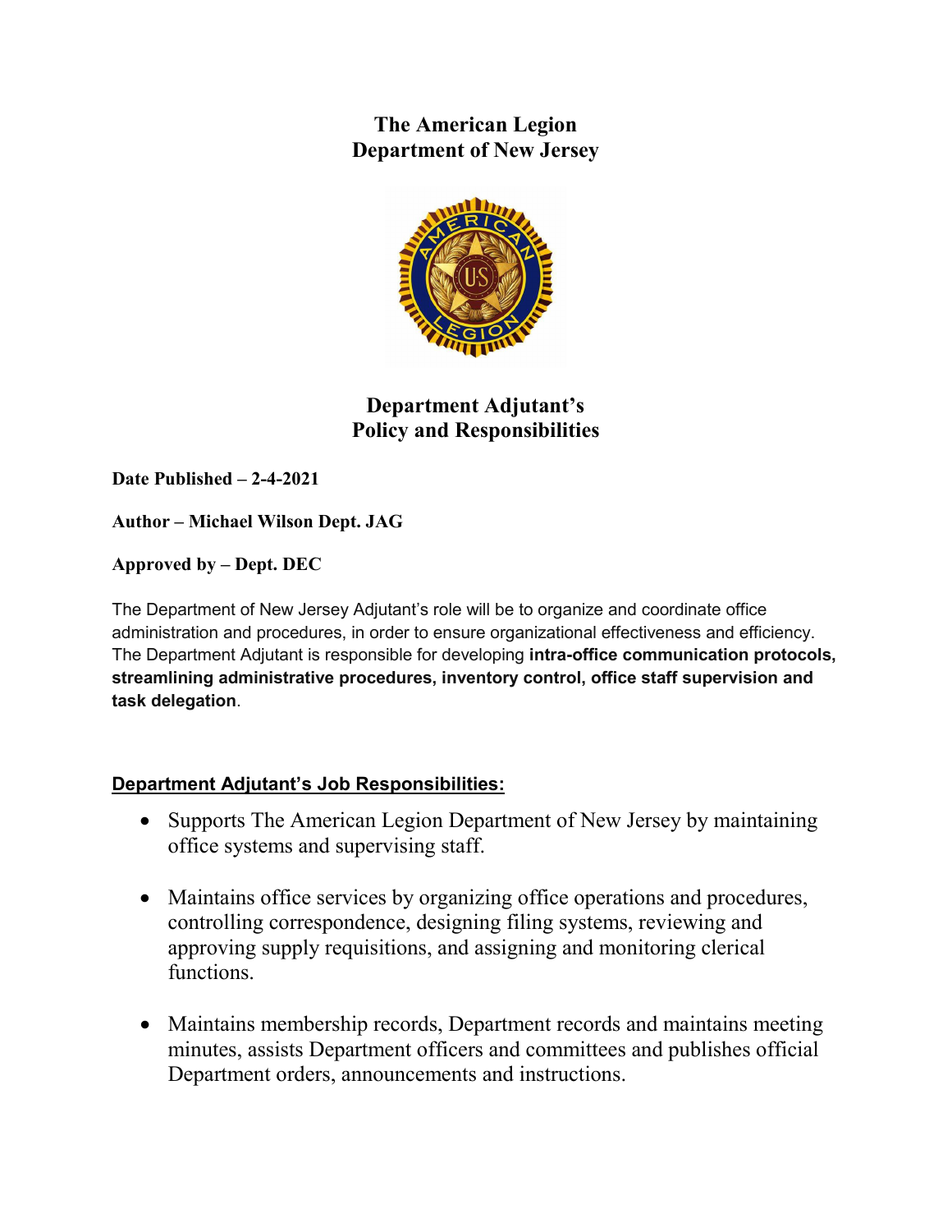# The American Legion
# Department of New Jersey

## Department Adjutant's Policy and Responsibilities

**Date Published – 2-4-2021**

**Author – Michael Wilson Dept. JAG**

**Approved by – Dept. DEC**

The Department of New Jersey Adjutant's role will be to organize and coordinate office administration and procedures, in order to ensure organizational effectiveness and efficiency. The Department Adjutant is responsible for developing **intra-office communication protocols, streamlining administrative procedures, inventory control, office staff supervision and task delegation**.

### Department Adjutant's Job Responsibilities:

- Supports The American Legion Department of New Jersey by maintaining office systems and supervising staff.
- Maintains office services by organizing office operations and procedures, controlling correspondence, designing filing systems, reviewing and approving supply requisitions, and assigning and monitoring clerical functions.
- Maintains membership records, Department records and maintains meeting minutes, assists Department officers and committees and publishes official Department orders, announcements and instructions.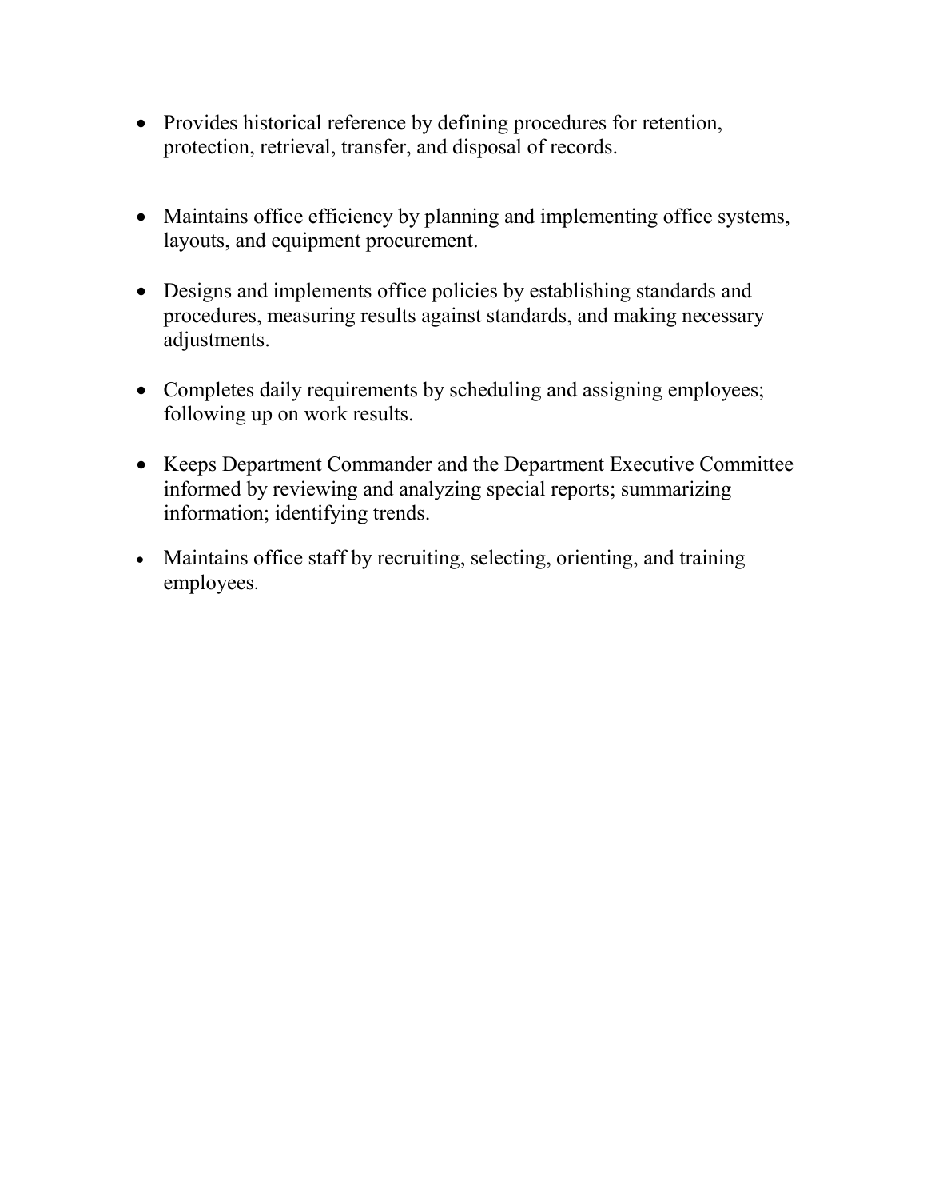- Provides historical reference by defining procedures for retention, protection, retrieval, transfer, and disposal of records.

- Maintains office efficiency by planning and implementing office systems, layouts, and equipment procurement.

- Designs and implements office policies by establishing standards and procedures, measuring results against standards, and making necessary adjustments.

- Completes daily requirements by scheduling and assigning employees; following up on work results.

- Keeps Department Commander and the Department Executive Committee informed by reviewing and analyzing special reports; summarizing information; identifying trends.

- Maintains office staff by recruiting, selecting, orienting, and training employees.